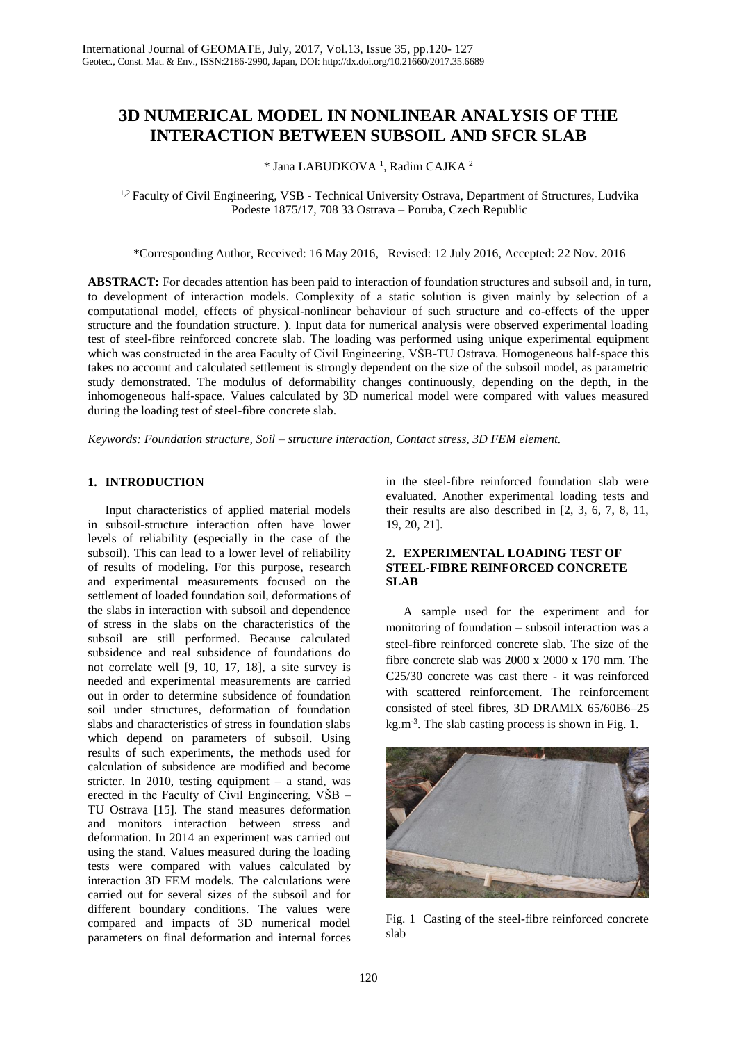# 3D NUMERICAL MODEL IN NONLINEAR ANALYSIS OF THE INTERACTION BETWEEN SUBSOIL AND SFCR SLAB

\* Jana LABUDKOVA [1], Radim CAJKA [2]

[1,2] Faculty of Civil Engineering, VSB - Technical University Ostrava, Department of Structures, Ludvika Podeste 1875/17, 708 33 Ostrava – Poruba, Czech Republic

\*Corresponding Author, Received: 16 May 2016, Revised: 12 July 2016, Accepted: 22 Nov. 2016

**ABSTRACT:** For decades attention has been paid to interaction of foundation structures and subsoil and, in turn, to development of interaction models. Complexity of a static solution is given mainly by selection of a computational model, effects of physical-nonlinear behaviour of such structure and co-effects of the upper structure and the foundation structure. ). Input data for numerical analysis were observed experimental loading test of steel-fibre reinforced concrete slab. The loading was performed using unique experimental equipment which was constructed in the area Faculty of Civil Engineering, VŠB-TU Ostrava. Homogeneous half-space this takes no account and calculated settlement is strongly dependent on the size of the subsoil model, as parametric study demonstrated. The modulus of deformability changes continuously, depending on the depth, in the inhomogeneous half-space. Values calculated by 3D numerical model were compared with values measured during the loading test of steel-fibre concrete slab.

*Keywords: Foundation structure, Soil – structure interaction, Contact stress, 3D FEM element.*

## 1. INTRODUCTION

Input characteristics of applied material models in subsoil-structure interaction often have lower levels of reliability (especially in the case of the subsoil). This can lead to a lower level of reliability of results of modeling. For this purpose, research and experimental measurements focused on the settlement of loaded foundation soil, deformations of the slabs in interaction with subsoil and dependence of stress in the slabs on the characteristics of the subsoil are still performed. Because calculated subsidence and real subsidence of foundations do not correlate well [9, 10, 17, 18], a site survey is needed and experimental measurements are carried out in order to determine subsidence of foundation soil under structures, deformation of foundation slabs and characteristics of stress in foundation slabs which depend on parameters of subsoil. Using results of such experiments, the methods used for calculation of subsidence are modified and become stricter. In 2010, testing equipment – a stand, was erected in the Faculty of Civil Engineering, VŠB – TU Ostrava [15]. The stand measures deformation and monitors interaction between stress and deformation. In 2014 an experiment was carried out using the stand. Values measured during the loading tests were compared with values calculated by interaction 3D FEM models. The calculations were carried out for several sizes of the subsoil and for different boundary conditions. The values were compared and impacts of 3D numerical model parameters on final deformation and internal forces in the steel-fibre reinforced foundation slab were evaluated. Another experimental loading tests and their results are also described in [2, 3, 6, 7, 8, 11, 19, 20, 21].

## 2. EXPERIMENTAL LOADING TEST OF STEEL-FIBRE REINFORCED CONCRETE SLAB

A sample used for the experiment and for monitoring of foundation – subsoil interaction was a steel-fibre reinforced concrete slab. The size of the fibre concrete slab was 2000 x 2000 x 170 mm. The C25/30 concrete was cast there - it was reinforced with scattered reinforcement. The reinforcement consisted of steel fibres, 3D DRAMIX 65/60B6–25 kg.m$^{-3}$. The slab casting process is shown in Fig. 1.

Fig. 1 Casting of the steel-fibre reinforced concrete slab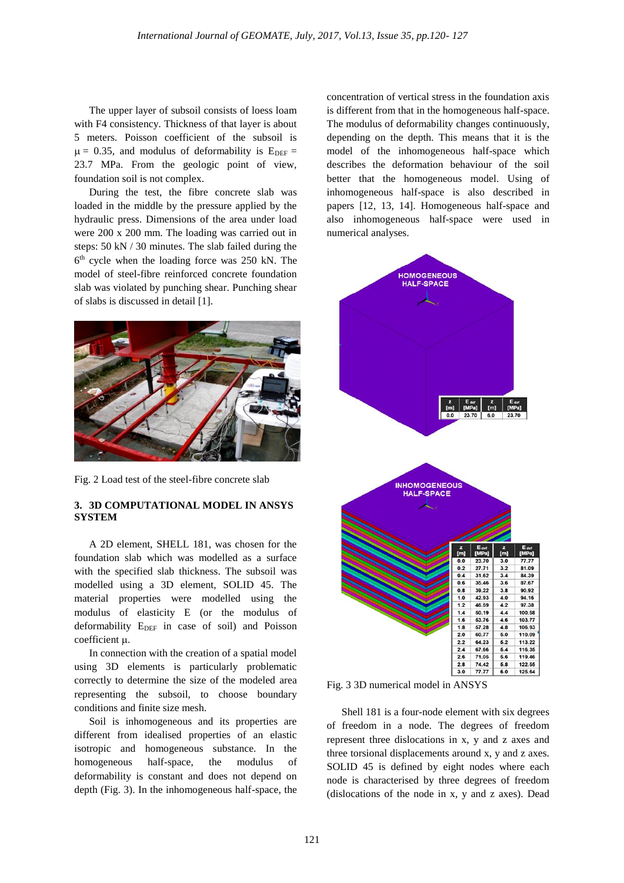The upper layer of subsoil consists of loess loam with F4 consistency. Thickness of that layer is about 5 meters. Poisson coefficient of the subsoil is $\mu = 0.35$, and modulus of deformability is $E_{DEF} = 23.7$ MPa. From the geologic point of view, foundation soil is not complex.

During the test, the fibre concrete slab was loaded in the middle by the pressure applied by the hydraulic press. Dimensions of the area under load were 200 x 200 mm. The loading was carried out in steps: 50 kN / 30 minutes. The slab failed during the 6th cycle when the loading force was 250 kN. The model of steel-fibre reinforced concrete foundation slab was violated by punching shear. Punching shear of slabs is discussed in detail [1].

Fig. 2 Load test of the steel-fibre concrete slab

## 3. 3D COMPUTATIONAL MODEL IN ANSYS SYSTEM

A 2D element, SHELL 181, was chosen for the foundation slab which was modelled as a surface with the specified slab thickness. The subsoil was modelled using a 3D element, SOLID 45. The material properties were modelled using the modulus of elasticity E (or the modulus of deformability $E_{DEF}$ in case of soil) and Poisson coefficient $\mu$.

In connection with the creation of a spatial model using 3D elements is particularly problematic correctly to determine the size of the modeled area representing the subsoil, to choose boundary conditions and finite size mesh.

Soil is inhomogeneous and its properties are different from idealised properties of an elastic isotropic and homogeneous substance. In the homogeneous half-space, the modulus of deformability is constant and does not depend on depth (Fig. 3). In the inhomogeneous half-space, the concentration of vertical stress in the foundation axis is different from that in the homogeneous half-space. The modulus of deformability changes continuously, depending on the depth. This means that it is the model of the inhomogeneous half-space which describes the deformation behaviour of the soil better that the homogeneous model. Using of inhomogeneous half-space is also described in papers [12, 13, 14]. Homogeneous half-space and also inhomogeneous half-space were used in numerical analyses.

HOMOGENEOUS HALF-SPACE

| z [m] | $E_{def}$ [MPa] | z [m] | $E_{def}$ [MPa] |
|---|---|---|---|
| 0.0 | 23.70 | 6.0 | 23.70 |

INHOMOGENEOUS HALF-SPACE

| z [m] | $E_{def}$ [MPa] | z [m] | $E_{def}$ [MPa] |
|---|---|---|---|
| 0.0 | 23.70 | 3.0 | 77.77 |
| 0.2 | 27.71 | 3.2 | 81.09 |
| 0.4 | 31.62 | 3.4 | 84.39 |
| 0.6 | 35.46 | 3.6 | 87.67 |
| 0.8 | 39.22 | 3.8 | 90.92 |
| 1.0 | 42.93 | 4.0 | 94.16 |
| 1.2 | 46.59 | 4.2 | 97.38 |
| 1.4 | 50.19 | 4.4 | 100.58 |
| 1.6 | 53.76 | 4.6 | 103.77 |
| 1.8 | 57.28 | 4.8 | 106.93 |
| 2.0 | 60.77 | 5.0 | 110.09 |
| 2.2 | 64.23 | 5.2 | 113.22 |
| 2.4 | 67.66 | 5.4 | 116.35 |
| 2.6 | 71.05 | 5.6 | 119.46 |
| 2.8 | 74.42 | 5.8 | 122.55 |
| 3.0 | 77.77 | 6.0 | 125.64 |

Fig. 3 3D numerical model in ANSYS

Shell 181 is a four-node element with six degrees of freedom in a node. The degrees of freedom represent three dislocations in x, y and z axes and three torsional displacements around x, y and z axes. SOLID 45 is defined by eight nodes where each node is characterised by three degrees of freedom (dislocations of the node in x, y and z axes). Dead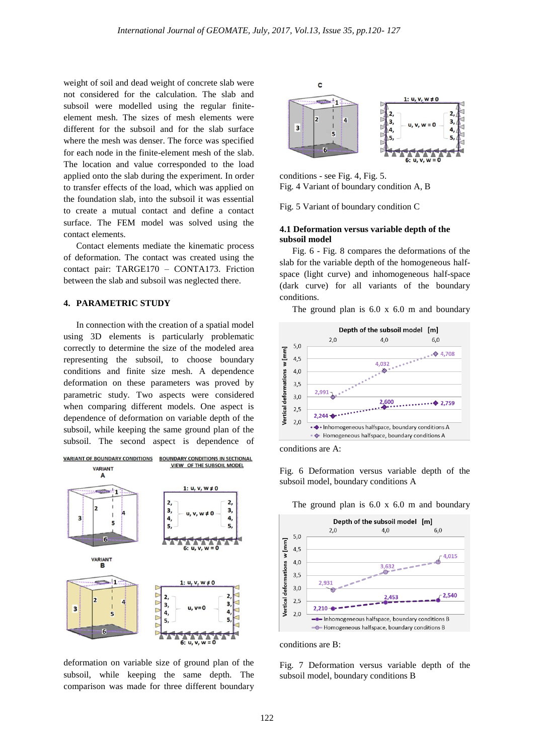weight of soil and dead weight of concrete slab were not considered for the calculation. The slab and subsoil were modelled using the regular finite-element mesh. The sizes of mesh elements were different for the subsoil and for the slab surface where the mesh was denser. The force was specified for each node in the finite-element mesh of the slab. The location and value corresponded to the load applied onto the slab during the experiment. In order to transfer effects of the load, which was applied on the foundation slab, into the subsoil it was essential to create a mutual contact and define a contact surface. The FEM model was solved using the contact elements.

Contact elements mediate the kinematic process of deformation. The contact was created using the contact pair: TARGE170 – CONTA173. Friction between the slab and subsoil was neglected there.

## 4. PARAMETRIC STUDY

In connection with the creation of a spatial model using 3D elements is particularly problematic correctly to determine the size of the modeled area representing the subsoil, to choose boundary conditions and finite size mesh. A dependence deformation on these parameters was proved by parametric study. Two aspects were considered when comparing different models. One aspect is dependence of deformation on variable depth of the subsoil, while keeping the same ground plan of the subsoil. The second aspect is dependence of deformation on variable size of ground plan of the subsoil, while keeping the same depth. The comparison was made for three different boundary conditions - see Fig. 4, Fig. 5.

Fig. 4 Variant of boundary condition A, B

Fig. 5 Variant of boundary condition C

### 4.1 Deformation versus variable depth of the subsoil model

Fig. 6 - Fig. 8 compares the deformations of the slab for the variable depth of the homogeneous half-space (light curve) and inhomogeneous half-space (dark curve) for all variants of the boundary conditions.

The ground plan is 6.0 x 6.0 m and boundary conditions are A:

Fig. 6 Deformation versus variable depth of the subsoil model, boundary conditions A

The ground plan is 6.0 x 6.0 m and boundary conditions are B:

Fig. 7 Deformation versus variable depth of the subsoil model, boundary conditions B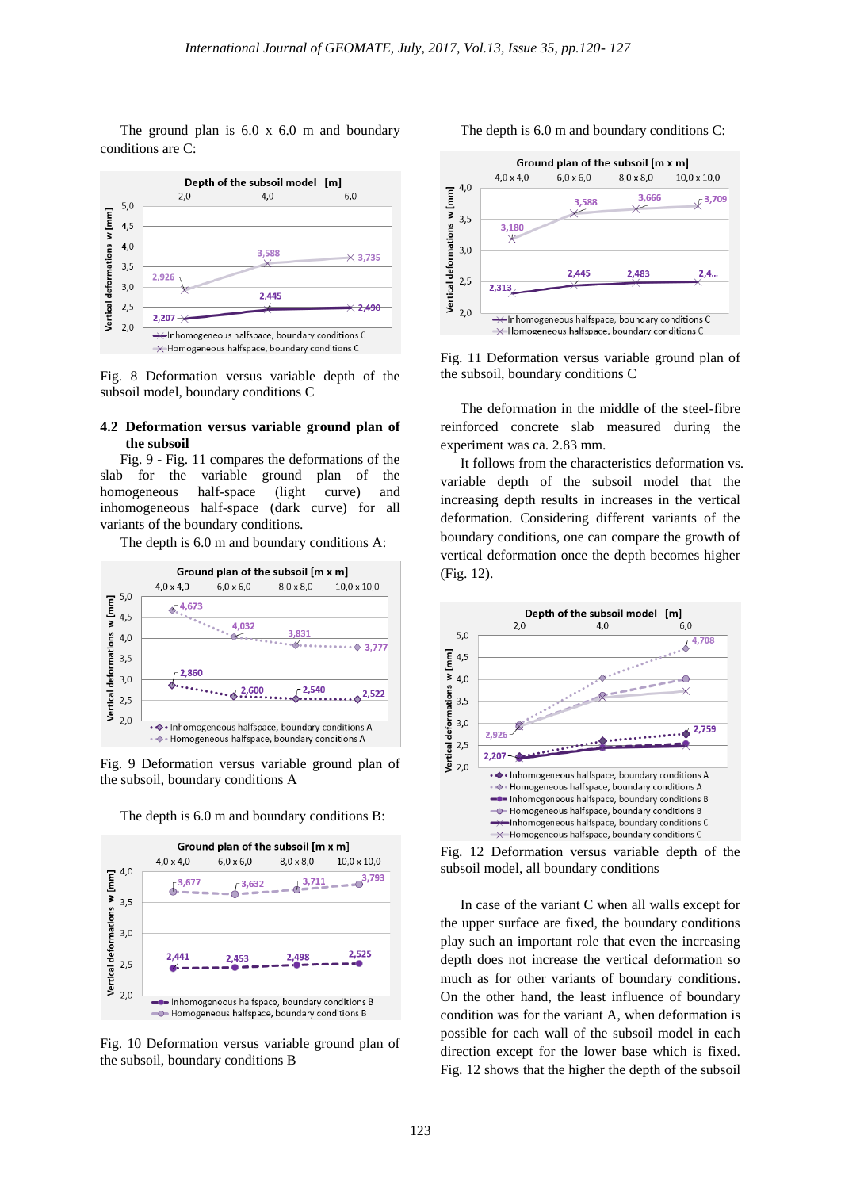The ground plan is 6.0 x 6.0 m and boundary conditions are C:

Fig. 8 Deformation versus variable depth of the subsoil model, boundary conditions C

### 4.2 Deformation versus variable ground plan of the subsoil

Fig. 9 - Fig. 11 compares the deformations of the slab for the variable ground plan of the homogeneous half-space (light curve) and inhomogeneous half-space (dark curve) for all variants of the boundary conditions.

The depth is 6.0 m and boundary conditions A:

Fig. 9 Deformation versus variable ground plan of the subsoil, boundary conditions A

The depth is 6.0 m and boundary conditions B:

Fig. 10 Deformation versus variable ground plan of the subsoil, boundary conditions B

The depth is 6.0 m and boundary conditions C:

Fig. 11 Deformation versus variable ground plan of the subsoil, boundary conditions C

The deformation in the middle of the steel-fibre reinforced concrete slab measured during the experiment was ca. 2.83 mm.

It follows from the characteristics deformation vs. variable depth of the subsoil model that the increasing depth results in increases in the vertical deformation. Considering different variants of the boundary conditions, one can compare the growth of vertical deformation once the depth becomes higher (Fig. 12).

Fig. 12 Deformation versus variable depth of the subsoil model, all boundary conditions

In case of the variant C when all walls except for the upper surface are fixed, the boundary conditions play such an important role that even the increasing depth does not increase the vertical deformation so much as for other variants of boundary conditions. On the other hand, the least influence of boundary condition was for the variant A, when deformation is possible for each wall of the subsoil model in each direction except for the lower base which is fixed. Fig. 12 shows that the higher the depth of the subsoil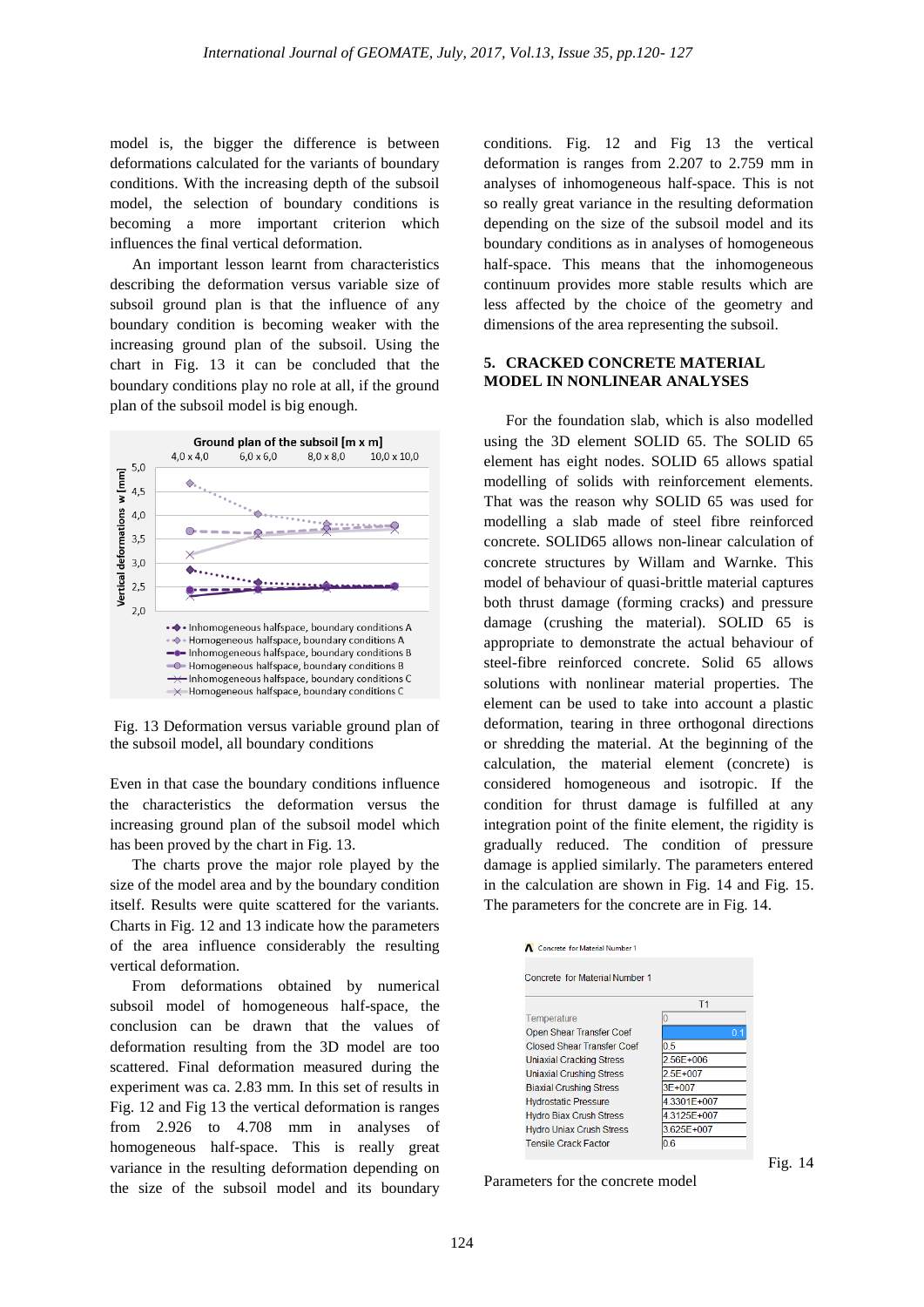model is, the bigger the difference is between deformations calculated for the variants of boundary conditions. With the increasing depth of the subsoil model, the selection of boundary conditions is becoming a more important criterion which influences the final vertical deformation.

An important lesson learnt from characteristics describing the deformation versus variable size of subsoil ground plan is that the influence of any boundary condition is becoming weaker with the increasing ground plan of the subsoil. Using the chart in Fig. 13 it can be concluded that the boundary conditions play no role at all, if the ground plan of the subsoil model is big enough.

Fig. 13 Deformation versus variable ground plan of the subsoil model, all boundary conditions

Even in that case the boundary conditions influence the characteristics the deformation versus the increasing ground plan of the subsoil model which has been proved by the chart in Fig. 13.

The charts prove the major role played by the size of the model area and by the boundary condition itself. Results were quite scattered for the variants. Charts in Fig. 12 and 13 indicate how the parameters of the area influence considerably the resulting vertical deformation.

From deformations obtained by numerical subsoil model of homogeneous half-space, the conclusion can be drawn that the values of deformation resulting from the 3D model are too scattered. Final deformation measured during the experiment was ca. 2.83 mm. In this set of results in Fig. 12 and Fig 13 the vertical deformation is ranges from 2.926 to 4.708 mm in analyses of homogeneous half-space. This is really great variance in the resulting deformation depending on the size of the subsoil model and its boundary conditions. Fig. 12 and Fig 13 the vertical deformation is ranges from 2.207 to 2.759 mm in analyses of inhomogeneous half-space. This is not so really great variance in the resulting deformation depending on the size of the subsoil model and its boundary conditions as in analyses of homogeneous half-space. This means that the inhomogeneous continuum provides more stable results which are less affected by the choice of the geometry and dimensions of the area representing the subsoil.

## 5. CRACKED CONCRETE MATERIAL MODEL IN NONLINEAR ANALYSES

For the foundation slab, which is also modelled using the 3D element SOLID 65. The SOLID 65 element has eight nodes. SOLID 65 allows spatial modelling of solids with reinforcement elements. That was the reason why SOLID 65 was used for modelling a slab made of steel fibre reinforced concrete. SOLID65 allows non-linear calculation of concrete structures by Willam and Warnke. This model of behaviour of quasi-brittle material captures both thrust damage (forming cracks) and pressure damage (crushing the material). SOLID 65 is appropriate to demonstrate the actual behaviour of steel-fibre reinforced concrete. Solid 65 allows solutions with nonlinear material properties. The element can be used to take into account a plastic deformation, tearing in three orthogonal directions or shredding the material. At the beginning of the calculation, the material element (concrete) is considered homogeneous and isotropic. If the condition for thrust damage is fulfilled at any integration point of the finite element, the rigidity is gradually reduced. The condition of pressure damage is applied similarly. The parameters entered in the calculation are shown in Fig. 14 and Fig. 15. The parameters for the concrete are in Fig. 14.

Concrete for Material Number 1

| | T1 |
|---|---|
| Temperature | 0 |
| Open Shear Transfer Coef | 0.1 |
| Closed Shear Transfer Coef | 0.5 |
| Uniaxial Cracking Stress | 2.56E+006 |
| Uniaxial Crushing Stress | 2.5E+007 |
| Biaxial Crushing Stress | 3E+007 |
| Hydrostatic Pressure | 4.3301E+007 |
| Hydro Biax Crush Stress | 4.3125E+007 |
| Hydro Uniax Crush Stress | 3.625E+007 |
| Tensile Crack Factor | 0.6 |

Fig. 14 Parameters for the concrete model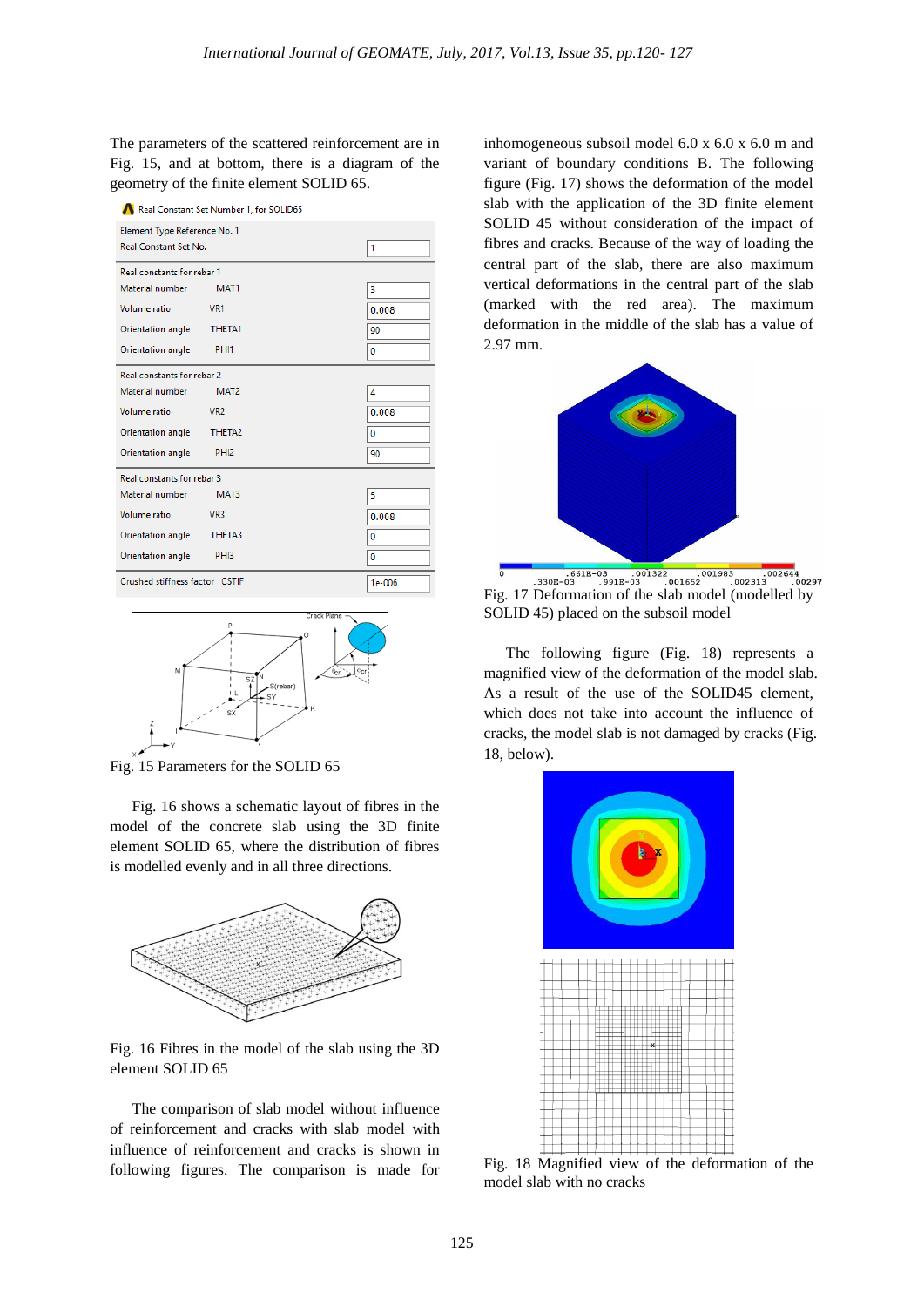The parameters of the scattered reinforcement are in Fig. 15, and at bottom, there is a diagram of the geometry of the finite element SOLID 65.

| Real Constant Set Number 1, for SOLID65 | |
|---|---|
| Element Type Reference No. 1 | |
| Real Constant Set No. | 1 |
| **Real constants for rebar 1** | |
| Material number MAT1 | 3 |
| Volume ratio VR1 | 0.008 |
| Orientation angle THETA1 | 90 |
| Orientation angle PHI1 | 0 |
| **Real constants for rebar 2** | |
| Material number MAT2 | 4 |
| Volume ratio VR2 | 0.008 |
| Orientation angle THETA2 | 0 |
| Orientation angle PHI2 | 90 |
| **Real constants for rebar 3** | |
| Material number MAT3 | 5 |
| Volume ratio VR3 | 0.008 |
| Orientation angle THETA3 | 0 |
| Orientation angle PHI3 | 0 |
| Crushed stiffness factor CSTIF | 1e-006 |

Fig. 15 Parameters for the SOLID 65

Fig. 16 shows a schematic layout of fibres in the model of the concrete slab using the 3D finite element SOLID 65, where the distribution of fibres is modelled evenly and in all three directions.

Fig. 16 Fibres in the model of the slab using the 3D element SOLID 65

The comparison of slab model without influence of reinforcement and cracks with slab model with influence of reinforcement and cracks is shown in following figures. The comparison is made for inhomogeneous subsoil model 6.0 x 6.0 x 6.0 m and variant of boundary conditions B. The following figure (Fig. 17) shows the deformation of the model slab with the application of the 3D finite element SOLID 45 without consideration of the impact of fibres and cracks. Because of the way of loading the central part of the slab, there are also maximum vertical deformations in the central part of the slab (marked with the red area). The maximum deformation in the middle of the slab has a value of 2.97 mm.

Fig. 17 Deformation of the slab model (modelled by SOLID 45) placed on the subsoil model

The following figure (Fig. 18) represents a magnified view of the deformation of the model slab. As a result of the use of the SOLID45 element, which does not take into account the influence of cracks, the model slab is not damaged by cracks (Fig. 18, below).

Fig. 18 Magnified view of the deformation of the model slab with no cracks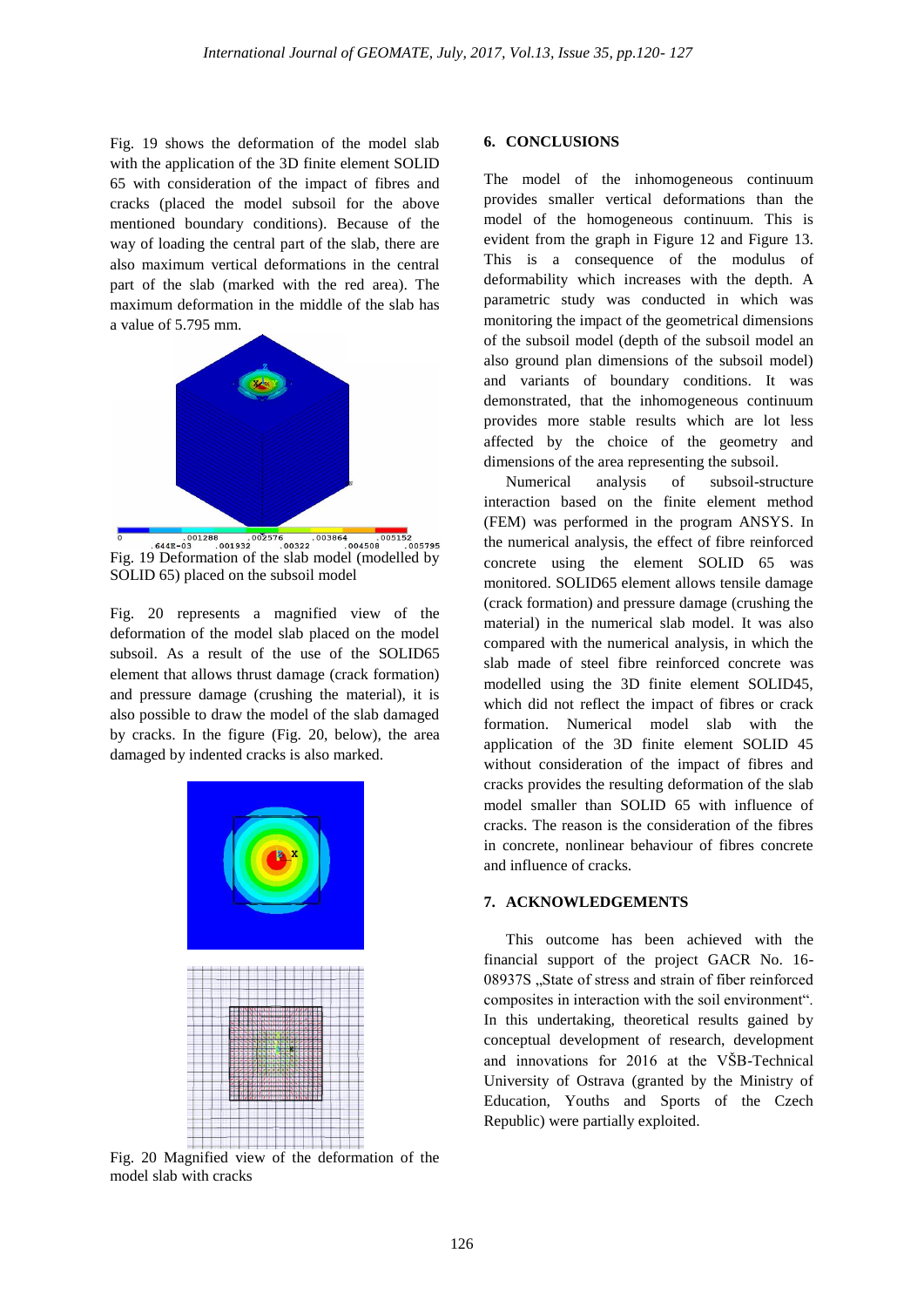Fig. 19 shows the deformation of the model slab with the application of the 3D finite element SOLID 65 with consideration of the impact of fibres and cracks (placed the model subsoil for the above mentioned boundary conditions). Because of the way of loading the central part of the slab, there are also maximum vertical deformations in the central part of the slab (marked with the red area). The maximum deformation in the middle of the slab has a value of 5.795 mm.

Fig. 19 Deformation of the slab model (modelled by SOLID 65) placed on the subsoil model

Fig. 20 represents a magnified view of the deformation of the model slab placed on the model subsoil. As a result of the use of the SOLID65 element that allows thrust damage (crack formation) and pressure damage (crushing the material), it is also possible to draw the model of the slab damaged by cracks. In the figure (Fig. 20, below), the area damaged by indented cracks is also marked.

Fig. 20 Magnified view of the deformation of the model slab with cracks

## 6. CONCLUSIONS

The model of the inhomogeneous continuum provides smaller vertical deformations than the model of the homogeneous continuum. This is evident from the graph in Figure 12 and Figure 13. This is a consequence of the modulus of deformability which increases with the depth. A parametric study was conducted in which was monitoring the impact of the geometrical dimensions of the subsoil model (depth of the subsoil model an also ground plan dimensions of the subsoil model) and variants of boundary conditions. It was demonstrated, that the inhomogeneous continuum provides more stable results which are lot less affected by the choice of the geometry and dimensions of the area representing the subsoil.

Numerical analysis of subsoil-structure interaction based on the finite element method (FEM) was performed in the program ANSYS. In the numerical analysis, the effect of fibre reinforced concrete using the element SOLID 65 was monitored. SOLID65 element allows tensile damage (crack formation) and pressure damage (crushing the material) in the numerical slab model. It was also compared with the numerical analysis, in which the slab made of steel fibre reinforced concrete was modelled using the 3D finite element SOLID45, which did not reflect the impact of fibres or crack formation. Numerical model slab with the application of the 3D finite element SOLID 45 without consideration of the impact of fibres and cracks provides the resulting deformation of the slab model smaller than SOLID 65 with influence of cracks. The reason is the consideration of the fibres in concrete, nonlinear behaviour of fibres concrete and influence of cracks.

## 7. ACKNOWLEDGEMENTS

This outcome has been achieved with the financial support of the project GACR No. 16-08937S „State of stress and strain of fiber reinforced composites in interaction with the soil environment". In this undertaking, theoretical results gained by conceptual development of research, development and innovations for 2016 at the VŠB-Technical University of Ostrava (granted by the Ministry of Education, Youths and Sports of the Czech Republic) were partially exploited.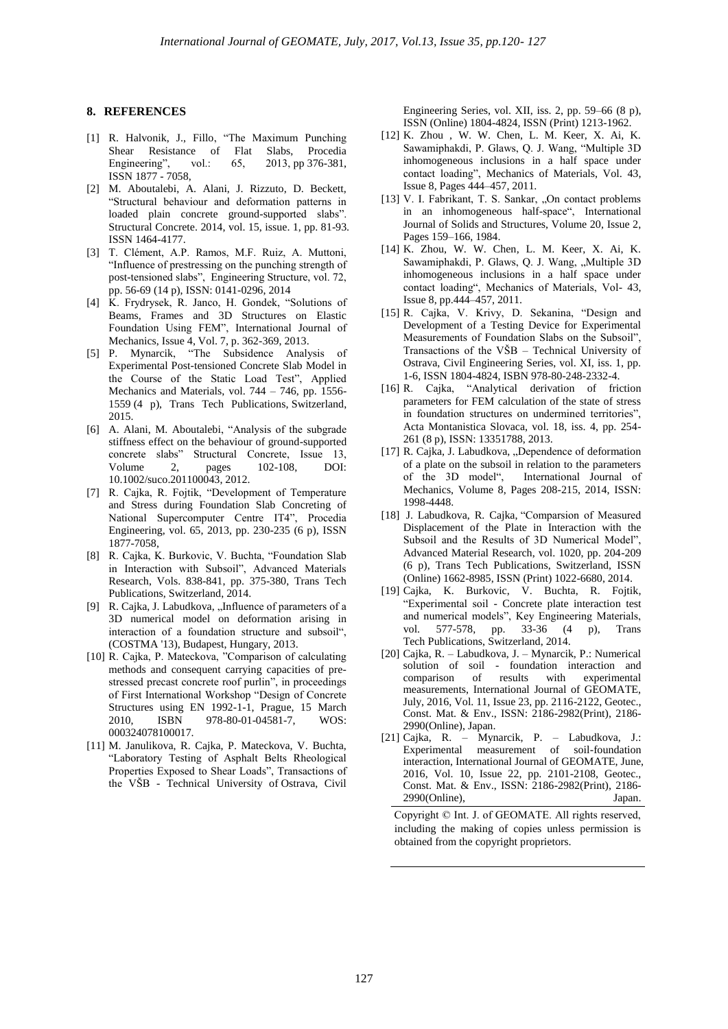## 8. REFERENCES

[1] R. Halvonik, J., Fillo, "The Maximum Punching Shear Resistance of Flat Slabs, Procedia Engineering", vol.: 65, 2013, pp 376-381, ISSN 1877 - 7058,

[2] M. Aboutalebi, A. Alani, J. Rizzuto, D. Beckett, "Structural behaviour and deformation patterns in loaded plain concrete ground-supported slabs". Structural Concrete. 2014, vol. 15, issue. 1, pp. 81-93. ISSN 1464-4177.

[3] T. Clément, A.P. Ramos, M.F. Ruiz, A. Muttoni, "Influence of prestressing on the punching strength of post-tensioned slabs", Engineering Structure, vol. 72, pp. 56-69 (14 p), ISSN: 0141-0296, 2014

[4] K. Frydrysek, R. Janco, H. Gondek, "Solutions of Beams, Frames and 3D Structures on Elastic Foundation Using FEM", International Journal of Mechanics, Issue 4, Vol. 7, p. 362-369, 2013.

[5] P. Mynarcik, "The Subsidence Analysis of Experimental Post-tensioned Concrete Slab Model in the Course of the Static Load Test", Applied Mechanics and Materials, vol. 744 – 746, pp. 1556-1559 (4 p), Trans Tech Publications, Switzerland, 2015.

[6] A. Alani, M. Aboutalebi, "Analysis of the subgrade stiffness effect on the behaviour of ground-supported concrete slabs" Structural Concrete, Issue 13, Volume 2, pages 102-108, DOI: 10.1002/suco.201100043, 2012.

[7] R. Cajka, R. Fojtik, "Development of Temperature and Stress during Foundation Slab Concreting of National Supercomputer Centre IT4", Procedia Engineering, vol. 65, 2013, pp. 230-235 (6 p), ISSN 1877-7058,

[8] R. Cajka, K. Burkovic, V. Buchta, "Foundation Slab in Interaction with Subsoil", Advanced Materials Research, Vols. 838-841, pp. 375-380, Trans Tech Publications, Switzerland, 2014.

[9] R. Cajka, J. Labudkova, „Influence of parameters of a 3D numerical model on deformation arising in interaction of a foundation structure and subsoil", (COSTMA '13), Budapest, Hungary, 2013.

[10] R. Cajka, P. Mateckova, "Comparison of calculating methods and consequent carrying capacities of pre-stressed precast concrete roof purlin", in proceedings of First International Workshop "Design of Concrete Structures using EN 1992-1-1, Prague, 15 March 2010, ISBN 978-80-01-04581-7, WOS: 000324078100017.

[11] M. Janulikova, R. Cajka, P. Mateckova, V. Buchta, "Laboratory Testing of Asphalt Belts Rheological Properties Exposed to Shear Loads", Transactions of the VŠB - Technical University of Ostrava, Civil Engineering Series, vol. XII, iss. 2, pp. 59–66 (8 p), ISSN (Online) 1804-4824, ISSN (Print) 1213-1962.

[12] K. Zhou , W. W. Chen, L. M. Keer, X. Ai, K. Sawamiphakdi, P. Glaws, Q. J. Wang, "Multiple 3D inhomogeneous inclusions in a half space under contact loading", Mechanics of Materials, Vol. 43, Issue 8, Pages 444–457, 2011.

[13] V. I. Fabrikant, T. S. Sankar, „On contact problems in an inhomogeneous half-space", International Journal of Solids and Structures, Volume 20, Issue 2, Pages 159–166, 1984.

[14] K. Zhou, W. W. Chen, L. M. Keer, X. Ai, K. Sawamiphakdi, P. Glaws, Q. J. Wang, „Multiple 3D inhomogeneous inclusions in a half space under contact loading", Mechanics of Materials, Vol- 43, Issue 8, pp.444–457, 2011.

[15] R. Cajka, V. Krivy, D. Sekanina, "Design and Development of a Testing Device for Experimental Measurements of Foundation Slabs on the Subsoil", Transactions of the VŠB – Technical University of Ostrava, Civil Engineering Series, vol. XI, iss. 1, pp. 1-6, ISSN 1804-4824, ISBN 978-80-248-2332-4.

[16] R. Cajka, "Analytical derivation of friction parameters for FEM calculation of the state of stress in foundation structures on undermined territories", Acta Montanistica Slovaca, vol. 18, iss. 4, pp. 254-261 (8 p), ISSN: 13351788, 2013.

[17] R. Cajka, J. Labudkova, „Dependence of deformation of a plate on the subsoil in relation to the parameters of the 3D model", International Journal of Mechanics, Volume 8, Pages 208-215, 2014, ISSN: 1998-4448.

[18] J. Labudkova, R. Cajka, "Comparsion of Measured Displacement of the Plate in Interaction with the Subsoil and the Results of 3D Numerical Model", Advanced Material Research, vol. 1020, pp. 204-209 (6 p), Trans Tech Publications, Switzerland, ISSN (Online) 1662-8985, ISSN (Print) 1022-6680, 2014.

[19] Cajka, K. Burkovic, V. Buchta, R. Fojtik, "Experimental soil - Concrete plate interaction test and numerical models", Key Engineering Materials, vol. 577-578, pp. 33-36 (4 p), Trans Tech Publications, Switzerland, 2014.

[20] Cajka, R. – Labudkova, J. – Mynarcik, P.: Numerical solution of soil - foundation interaction and comparison of results with experimental measurements, International Journal of GEOMATE, July, 2016, Vol. 11, Issue 23, pp. 2116-2122, Geotec., Const. Mat. & Env., ISSN: 2186-2982(Print), 2186-2990(Online), Japan.

[21] Cajka, R. – Mynarcik, P. – Labudkova, J.: Experimental measurement of soil-foundation interaction, International Journal of GEOMATE, June, 2016, Vol. 10, Issue 22, pp. 2101-2108, Geotec., Const. Mat. & Env., ISSN: 2186-2982(Print), 2186-2990(Online), Japan.

Copyright © Int. J. of GEOMATE. All rights reserved, including the making of copies unless permission is obtained from the copyright proprietors.